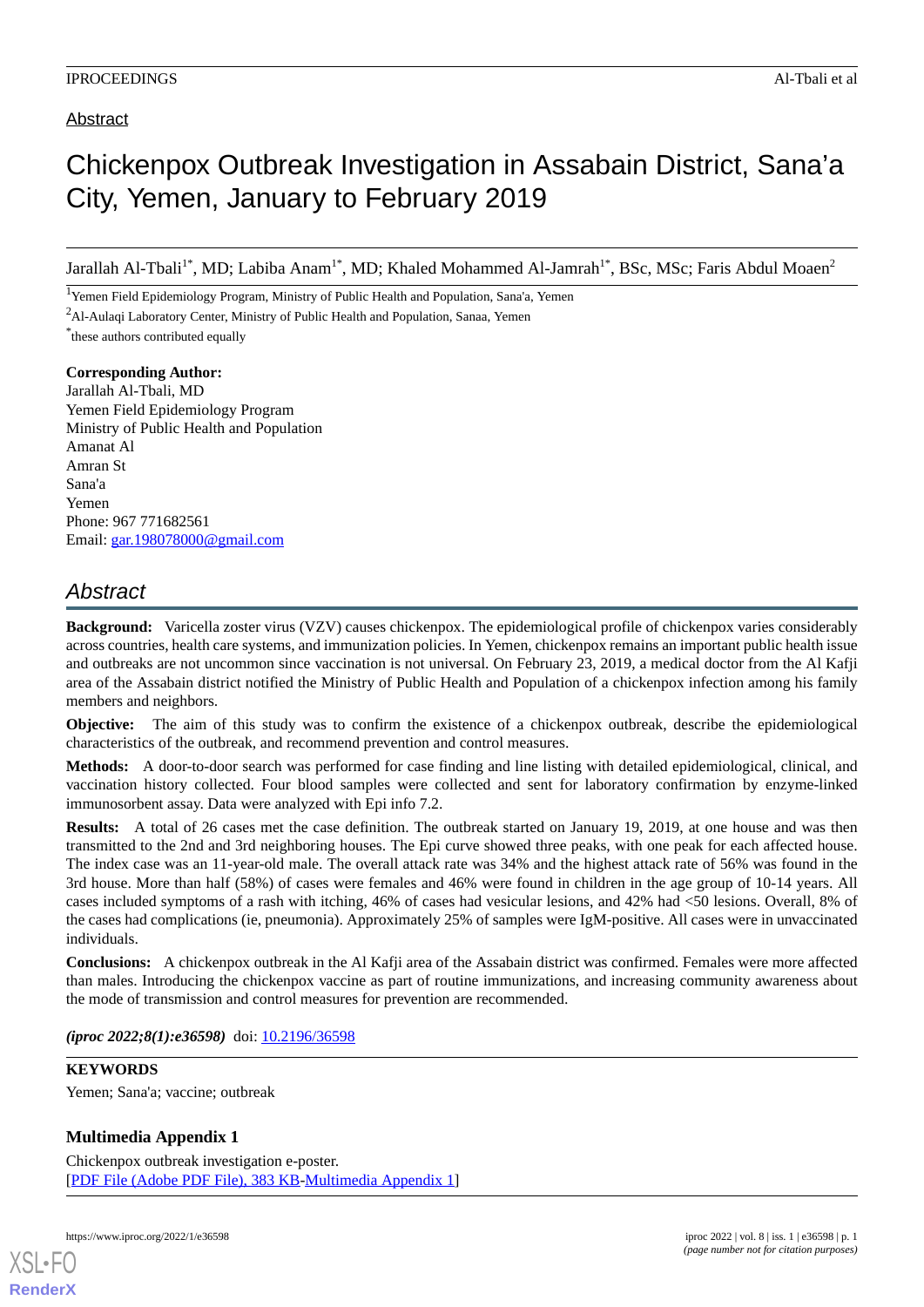Abstract

# Chickenpox Outbreak Investigation in Assabain District, Sana'a City, Yemen, January to February 2019

Jarallah Al-Tbali[1*], MD; Labiba Anam[1*], MD; Khaled Mohammed Al-Jamrah[1*], BSc, MSc; Faris Abdul Moaen[2]

[1]Yemen Field Epidemiology Program, Ministry of Public Health and Population, Sana'a, Yemen

[2]Al-Aulaqi Laboratory Center, Ministry of Public Health and Population, Sanaa, Yemen

[*]these authors contributed equally

**Corresponding Author:**
Jarallah Al-Tbali, MD
Yemen Field Epidemiology Program
Ministry of Public Health and Population
Amanat Al
Amran St
Sana'a
Yemen
Phone: 967 771682561
Email: gar.198078000@gmail.com

## Abstract

**Background:** Varicella zoster virus (VZV) causes chickenpox. The epidemiological profile of chickenpox varies considerably across countries, health care systems, and immunization policies. In Yemen, chickenpox remains an important public health issue and outbreaks are not uncommon since vaccination is not universal. On February 23, 2019, a medical doctor from the Al Kafji area of the Assabain district notified the Ministry of Public Health and Population of a chickenpox infection among his family members and neighbors.

**Objective:** The aim of this study was to confirm the existence of a chickenpox outbreak, describe the epidemiological characteristics of the outbreak, and recommend prevention and control measures.

**Methods:** A door-to-door search was performed for case finding and line listing with detailed epidemiological, clinical, and vaccination history collected. Four blood samples were collected and sent for laboratory confirmation by enzyme-linked immunosorbent assay. Data were analyzed with Epi info 7.2.

**Results:** A total of 26 cases met the case definition. The outbreak started on January 19, 2019, at one house and was then transmitted to the 2nd and 3rd neighboring houses. The Epi curve showed three peaks, with one peak for each affected house. The index case was an 11-year-old male. The overall attack rate was 34% and the highest attack rate of 56% was found in the 3rd house. More than half (58%) of cases were females and 46% were found in children in the age group of 10-14 years. All cases included symptoms of a rash with itching, 46% of cases had vesicular lesions, and 42% had <50 lesions. Overall, 8% of the cases had complications (ie, pneumonia). Approximately 25% of samples were IgM-positive. All cases were in unvaccinated individuals.

**Conclusions:** A chickenpox outbreak in the Al Kafji area of the Assabain district was confirmed. Females were more affected than males. Introducing the chickenpox vaccine as part of routine immunizations, and increasing community awareness about the mode of transmission and control measures for prevention are recommended.

*(iproc 2022;8(1):e36598)* doi: 10.2196/36598

**KEYWORDS**

Yemen; Sana'a; vaccine; outbreak

**Multimedia Appendix 1**

Chickenpox outbreak investigation e-poster.
[PDF File (Adobe PDF File), 383 KB-Multimedia Appendix 1]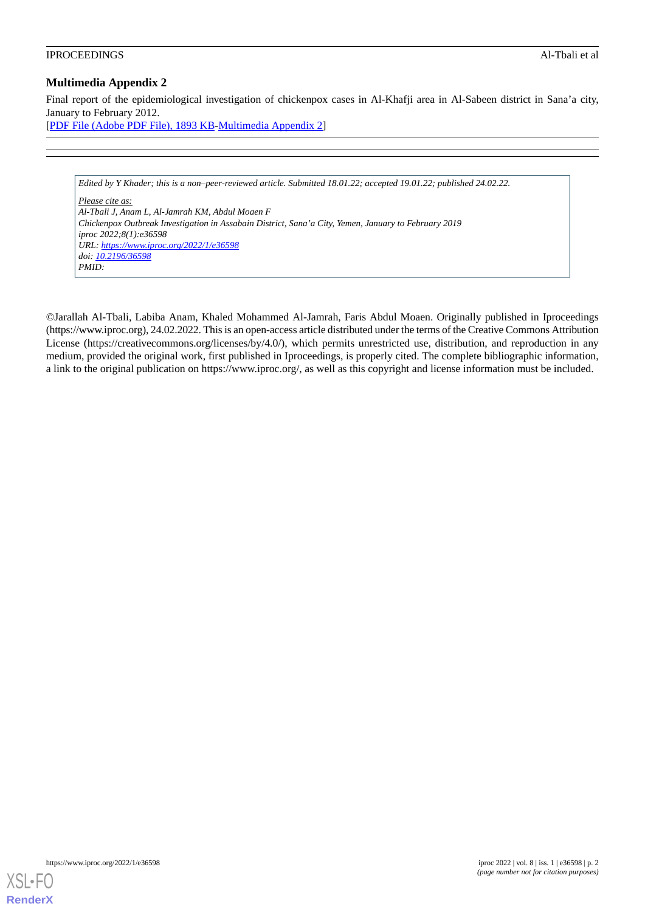## Multimedia Appendix 2

Final report of the epidemiological investigation of chickenpox cases in Al-Khafji area in Al-Sabeen district in Sana'a city, January to February 2012.

[PDF File (Adobe PDF File), 1893 KB-Multimedia Appendix 2]

---

*Edited by Y Khader; this is a non–peer-reviewed article. Submitted 18.01.22; accepted 19.01.22; published 24.02.22.*

*Please cite as:*
*Al-Tbali J, Anam L, Al-Jamrah KM, Abdul Moaen F*
*Chickenpox Outbreak Investigation in Assabain District, Sana'a City, Yemen, January to February 2019*
*iproc 2022;8(1):e36598*
*URL: https://www.iproc.org/2022/1/e36598*
*doi: 10.2196/36598*
*PMID:*

©Jarallah Al-Tbali, Labiba Anam, Khaled Mohammed Al-Jamrah, Faris Abdul Moaen. Originally published in Iproceedings (https://www.iproc.org), 24.02.2022. This is an open-access article distributed under the terms of the Creative Commons Attribution License (https://creativecommons.org/licenses/by/4.0/), which permits unrestricted use, distribution, and reproduction in any medium, provided the original work, first published in Iproceedings, is properly cited. The complete bibliographic information, a link to the original publication on https://www.iproc.org/, as well as this copyright and license information must be included.